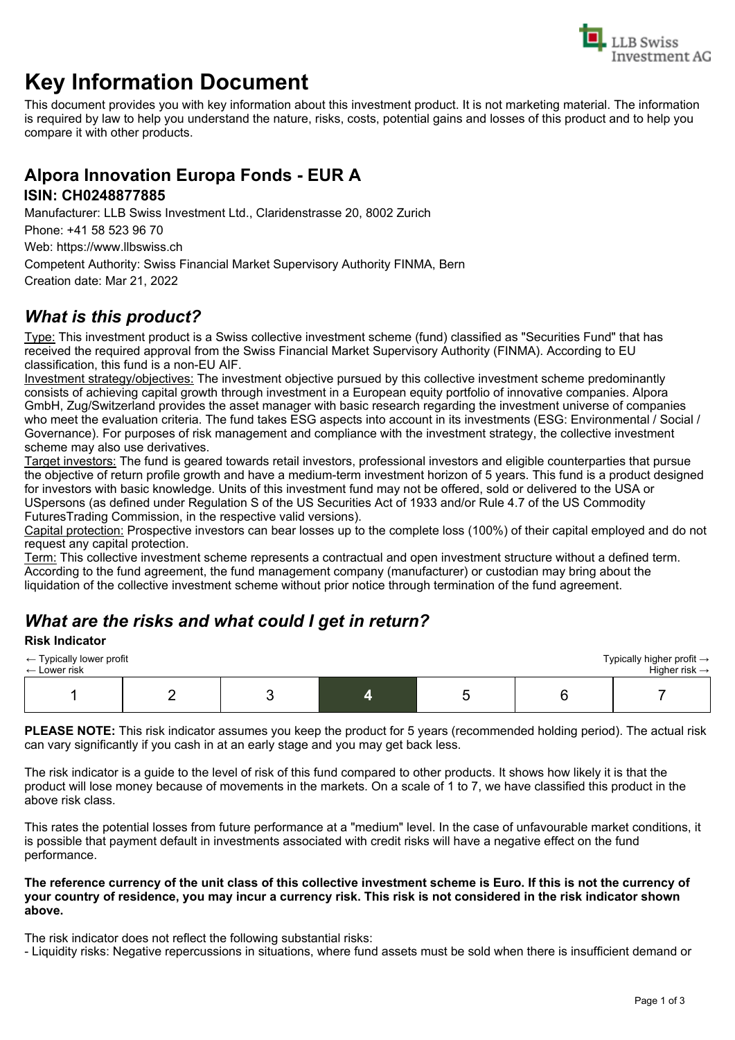# Key Information Document

This document provides you with key information about this investment product. It is not marketing material. The information is required by law to help you understand the nature, risks, costs, potential gains and losses of this product and to help you compare it with other products.

## Alpora Innovation Europa Fonds - EUR A

### ISIN: CH0248877885

Manufacturer: LLB Swiss Investment Ltd., Claridenstrasse 20, 8002 Zurich

Phone: +41 58 523 96 70

Web: https://www.llbswiss.ch

Competent Authority: Swiss Financial Market Supervisory Authority FINMA, Bern

Creation date: Mar 21, 2022

## *What is this product?*

Type: This investment product is a Swiss collective investment scheme (fund) classified as "Securities Fund" that has received the required approval from the Swiss Financial Market Supervisory Authority (FINMA). According to EU classification, this fund is a non-EU AIF.

Investment strategy/objectives: The investment objective pursued by this collective investment scheme predominantly consists of achieving capital growth through investment in a European equity portfolio of innovative companies. Alpora GmbH, Zug/Switzerland provides the asset manager with basic research regarding the investment universe of companies who meet the evaluation criteria. The fund takes ESG aspects into account in its investments (ESG: Environmental / Social / Governance). For purposes of risk management and compliance with the investment strategy, the collective investment scheme may also use derivatives.

Target investors: The fund is geared towards retail investors, professional investors and eligible counterparties that pursue the objective of return profile growth and have a medium-term investment horizon of 5 years. This fund is a product designed for investors with basic knowledge. Units of this investment fund may not be offered, sold or delivered to the USA or USpersons (as defined under Regulation S of the US Securities Act of 1933 and/or Rule 4.7 of the US Commodity FuturesTrading Commission, in the respective valid versions).

Capital protection: Prospective investors can bear losses up to the complete loss (100%) of their capital employed and do not request any capital protection.

Term: This collective investment scheme represents a contractual and open investment structure without a defined term. According to the fund agreement, the fund management company (manufacturer) or custodian may bring about the liquidation of the collective investment scheme without prior notice through termination of the fund agreement.

## *What are the risks and what could I get in return?*

**Risk Indicator**

← Typically lower profit
← Lower risk

Typically higher profit →
Higher risk →

| 1 | 2 | 3 | **4** | 5 | 6 | 7 |
|---|---|---|---|---|---|---|

**PLEASE NOTE:** This risk indicator assumes you keep the product for 5 years (recommended holding period). The actual risk can vary significantly if you cash in at an early stage and you may get back less.

The risk indicator is a guide to the level of risk of this fund compared to other products. It shows how likely it is that the product will lose money because of movements in the markets. On a scale of 1 to 7, we have classified this product in the above risk class.

This rates the potential losses from future performance at a "medium" level. In the case of unfavourable market conditions, it is possible that payment default in investments associated with credit risks will have a negative effect on the fund performance.

**The reference currency of the unit class of this collective investment scheme is Euro. If this is not the currency of your country of residence, you may incur a currency risk. This risk is not considered in the risk indicator shown above.**

The risk indicator does not reflect the following substantial risks:

- Liquidity risks: Negative repercussions in situations, where fund assets must be sold when there is insufficient demand or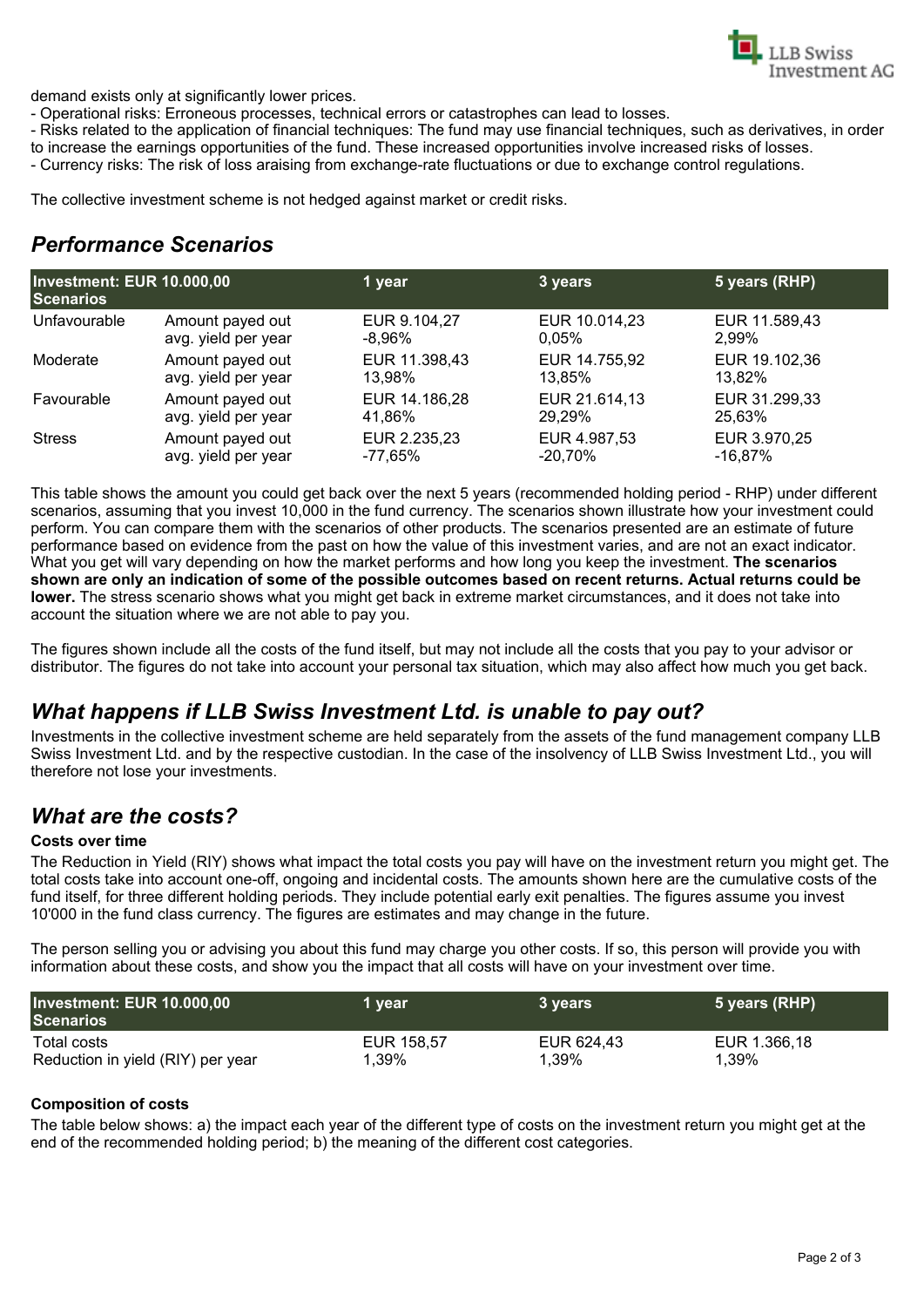demand exists only at significantly lower prices.
- Operational risks: Erroneous processes, technical errors or catastrophes can lead to losses.
- Risks related to the application of financial techniques: The fund may use financial techniques, such as derivatives, in order to increase the earnings opportunities of the fund. These increased opportunities involve increased risks of losses.
- Currency risks: The risk of loss araising from exchange-rate fluctuations or due to exchange control regulations.

The collective investment scheme is not hedged against market or credit risks.

## *Performance Scenarios*

| Investment: EUR 10.000,00<br>Scenarios | | 1 year | 3 years | 5 years (RHP) |
|---|---|---|---|---|
| Unfavourable | Amount payed out<br>avg. yield per year | EUR 9.104,27<br>-8,96% | EUR 10.014,23<br>0,05% | EUR 11.589,43<br>2,99% |
| Moderate | Amount payed out<br>avg. yield per year | EUR 11.398,43<br>13,98% | EUR 14.755,92<br>13,85% | EUR 19.102,36<br>13,82% |
| Favourable | Amount payed out<br>avg. yield per year | EUR 14.186,28<br>41,86% | EUR 21.614,13<br>29,29% | EUR 31.299,33<br>25,63% |
| Stress | Amount payed out<br>avg. yield per year | EUR 2.235,23<br>-77,65% | EUR 4.987,53<br>-20,70% | EUR 3.970,25<br>-16,87% |

This table shows the amount you could get back over the next 5 years (recommended holding period - RHP) under different scenarios, assuming that you invest 10,000 in the fund currency. The scenarios shown illustrate how your investment could perform. You can compare them with the scenarios of other products. The scenarios presented are an estimate of future performance based on evidence from the past on how the value of this investment varies, and are not an exact indicator. What you get will vary depending on how the market performs and how long you keep the investment. **The scenarios shown are only an indication of some of the possible outcomes based on recent returns. Actual returns could be lower.** The stress scenario shows what you might get back in extreme market circumstances, and it does not take into account the situation where we are not able to pay you.

The figures shown include all the costs of the fund itself, but may not include all the costs that you pay to your advisor or distributor. The figures do not take into account your personal tax situation, which may also affect how much you get back.

## *What happens if LLB Swiss Investment Ltd. is unable to pay out?*

Investments in the collective investment scheme are held separately from the assets of the fund management company LLB Swiss Investment Ltd. and by the respective custodian. In the case of the insolvency of LLB Swiss Investment Ltd., you will therefore not lose your investments.

## *What are the costs?*

**Costs over time**

The Reduction in Yield (RIY) shows what impact the total costs you pay will have on the investment return you might get. The total costs take into account one-off, ongoing and incidental costs. The amounts shown here are the cumulative costs of the fund itself, for three different holding periods. They include potential early exit penalties. The figures assume you invest 10'000 in the fund class currency. The figures are estimates and may change in the future.

The person selling you or advising you about this fund may charge you other costs. If so, this person will provide you with information about these costs, and show you the impact that all costs will have on your investment over time.

| Investment: EUR 10.000,00<br>Scenarios | 1 year | 3 years | 5 years (RHP) |
|---|---|---|---|
| Total costs<br>Reduction in yield (RIY) per year | EUR 158,57<br>1,39% | EUR 624,43<br>1,39% | EUR 1.366,18<br>1,39% |

**Composition of costs**

The table below shows: a) the impact each year of the different type of costs on the investment return you might get at the end of the recommended holding period; b) the meaning of the different cost categories.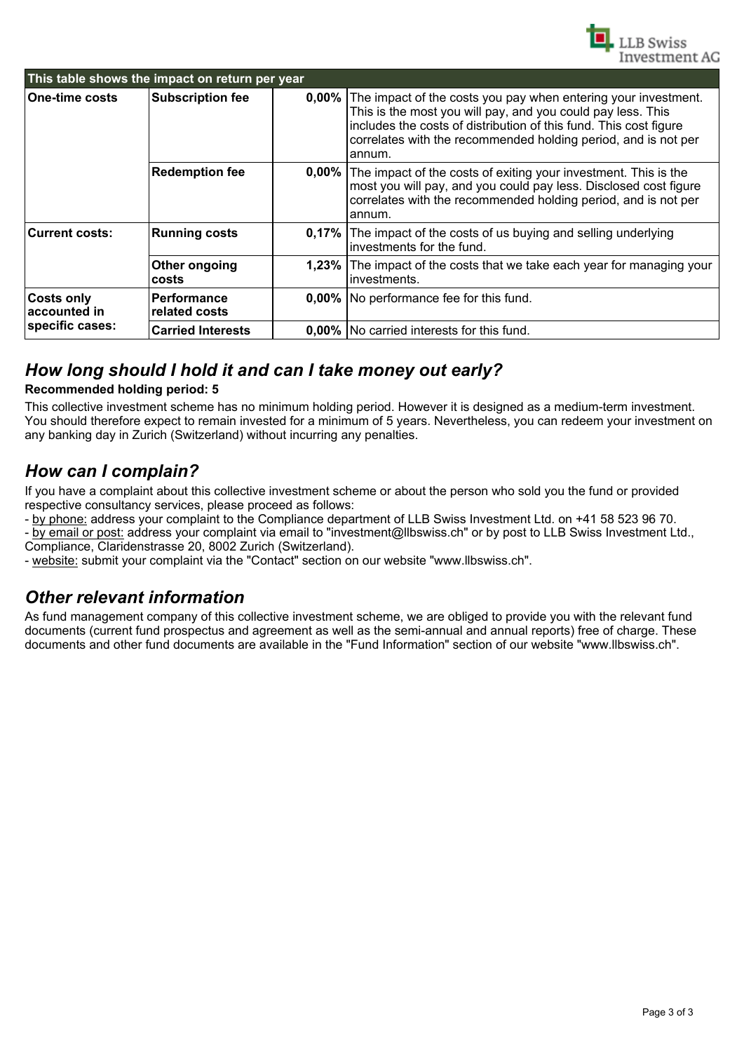| This table shows the impact on return per year | | | |
|---|---|---|---|
| **One-time costs** | **Subscription fee** | **0,00%** | The impact of the costs you pay when entering your investment. This is the most you will pay, and you could pay less. This includes the costs of distribution of this fund. This cost figure correlates with the recommended holding period, and is not per annum. |
| | **Redemption fee** | **0,00%** | The impact of the costs of exiting your investment. This is the most you will pay, and you could pay less. Disclosed cost figure correlates with the recommended holding period, and is not per annum. |
| **Current costs:** | **Running costs** | **0,17%** | The impact of the costs of us buying and selling underlying investments for the fund. |
| | **Other ongoing costs** | **1,23%** | The impact of the costs that we take each year for managing your investments. |
| **Costs only accounted in specific cases:** | **Performance related costs** | **0,00%** | No performance fee for this fund. |
| | **Carried Interests** | **0,00%** | No carried interests for this fund. |

## *How long should I hold it and can I take money out early?*

**Recommended holding period: 5**

This collective investment scheme has no minimum holding period. However it is designed as a medium-term investment. You should therefore expect to remain invested for a minimum of 5 years. Nevertheless, you can redeem your investment on any banking day in Zurich (Switzerland) without incurring any penalties.

## *How can I complain?*

If you have a complaint about this collective investment scheme or about the person who sold you the fund or provided respective consultancy services, please proceed as follows:

- by phone: address your complaint to the Compliance department of LLB Swiss Investment Ltd. on +41 58 523 96 70.
- by email or post: address your complaint via email to "investment@llbswiss.ch" or by post to LLB Swiss Investment Ltd., Compliance, Claridenstrasse 20, 8002 Zurich (Switzerland).
- website: submit your complaint via the "Contact" section on our website "www.llbswiss.ch".

## *Other relevant information*

As fund management company of this collective investment scheme, we are obliged to provide you with the relevant fund documents (current fund prospectus and agreement as well as the semi-annual and annual reports) free of charge. These documents and other fund documents are available in the "Fund Information" section of our website "www.llbswiss.ch".